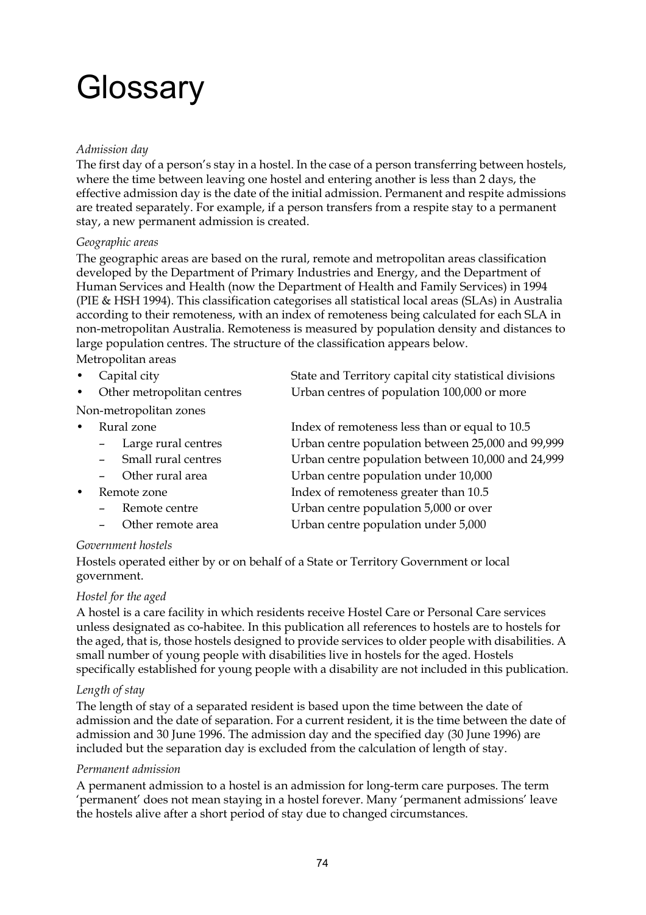# Glossary

*Admission day*

The first day of a person's stay in a hostel. In the case of a person transferring between hostels, where the time between leaving one hostel and entering another is less than 2 days, the effective admission day is the date of the initial admission. Permanent and respite admissions are treated separately. For example, if a person transfers from a respite stay to a permanent stay, a new permanent admission is created.

*Geographic areas*

The geographic areas are based on the rural, remote and metropolitan areas classification developed by the Department of Primary Industries and Energy, and the Department of Human Services and Health (now the Department of Health and Family Services) in 1994 (PIE & HSH 1994). This classification categorises all statistical local areas (SLAs) in Australia according to their remoteness, with an index of remoteness being calculated for each SLA in non-metropolitan Australia. Remoteness is measured by population density and distances to large population centres. The structure of the classification appears below.

Metropolitan areas

- Capital city — State and Territory capital city statistical divisions
- Other metropolitan centres — Urban centres of population 100,000 or more

Non-metropolitan zones

- Rural zone — Index of remoteness less than or equal to 10.5
  - Large rural centres — Urban centre population between 25,000 and 99,999
  - Small rural centres — Urban centre population between 10,000 and 24,999
  - Other rural area — Urban centre population under 10,000
- Remote zone — Index of remoteness greater than 10.5
  - Remote centre — Urban centre population 5,000 or over
  - Other remote area — Urban centre population under 5,000

*Government hostels*

Hostels operated either by or on behalf of a State or Territory Government or local government.

*Hostel for the aged*

A hostel is a care facility in which residents receive Hostel Care or Personal Care services unless designated as co-habitee. In this publication all references to hostels are to hostels for the aged, that is, those hostels designed to provide services to older people with disabilities. A small number of young people with disabilities live in hostels for the aged. Hostels specifically established for young people with a disability are not included in this publication.

*Length of stay*

The length of stay of a separated resident is based upon the time between the date of admission and the date of separation. For a current resident, it is the time between the date of admission and 30 June 1996. The admission day and the specified day (30 June 1996) are included but the separation day is excluded from the calculation of length of stay.

*Permanent admission*

A permanent admission to a hostel is an admission for long-term care purposes. The term 'permanent' does not mean staying in a hostel forever. Many 'permanent admissions' leave the hostels alive after a short period of stay due to changed circumstances.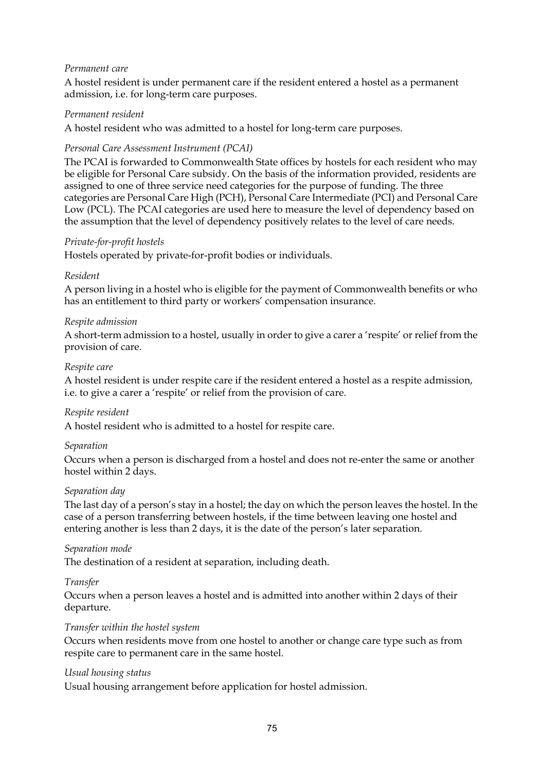*Permanent care*

A hostel resident is under permanent care if the resident entered a hostel as a permanent admission, i.e. for long-term care purposes.

*Permanent resident*

A hostel resident who was admitted to a hostel for long-term care purposes.

*Personal Care Assessment Instrument (PCAI)*

The PCAI is forwarded to Commonwealth State offices by hostels for each resident who may be eligible for Personal Care subsidy. On the basis of the information provided, residents are assigned to one of three service need categories for the purpose of funding. The three categories are Personal Care High (PCH), Personal Care Intermediate (PCI) and Personal Care Low (PCL). The PCAI categories are used here to measure the level of dependency based on the assumption that the level of dependency positively relates to the level of care needs.

*Private-for-profit hostels*

Hostels operated by private-for-profit bodies or individuals.

*Resident*

A person living in a hostel who is eligible for the payment of Commonwealth benefits or who has an entitlement to third party or workers' compensation insurance.

*Respite admission*

A short-term admission to a hostel, usually in order to give a carer a 'respite' or relief from the provision of care.

*Respite care*

A hostel resident is under respite care if the resident entered a hostel as a respite admission, i.e. to give a carer a 'respite' or relief from the provision of care.

*Respite resident*

A hostel resident who is admitted to a hostel for respite care.

*Separation*

Occurs when a person is discharged from a hostel and does not re-enter the same or another hostel within 2 days.

*Separation day*

The last day of a person's stay in a hostel; the day on which the person leaves the hostel. In the case of a person transferring between hostels, if the time between leaving one hostel and entering another is less than 2 days, it is the date of the person's later separation.

*Separation mode*

The destination of a resident at separation, including death.

*Transfer*

Occurs when a person leaves a hostel and is admitted into another within 2 days of their departure.

*Transfer within the hostel system*

Occurs when residents move from one hostel to another or change care type such as from respite care to permanent care in the same hostel.

*Usual housing status*

Usual housing arrangement before application for hostel admission.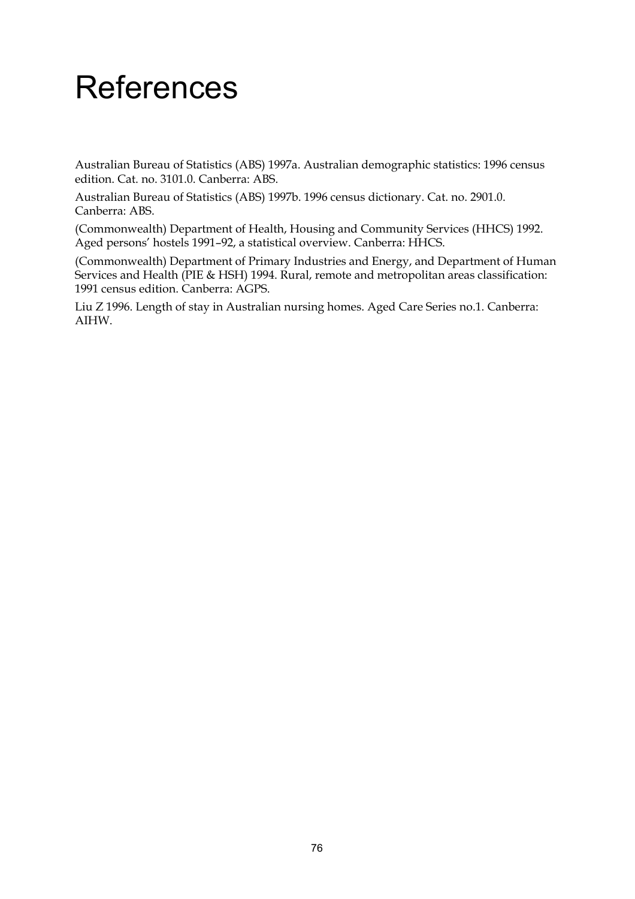# References

Australian Bureau of Statistics (ABS) 1997a. Australian demographic statistics: 1996 census edition. Cat. no. 3101.0. Canberra: ABS.

Australian Bureau of Statistics (ABS) 1997b. 1996 census dictionary. Cat. no. 2901.0. Canberra: ABS.

(Commonwealth) Department of Health, Housing and Community Services (HHCS) 1992. Aged persons' hostels 1991–92, a statistical overview. Canberra: HHCS.

(Commonwealth) Department of Primary Industries and Energy, and Department of Human Services and Health (PIE & HSH) 1994. Rural, remote and metropolitan areas classification: 1991 census edition. Canberra: AGPS.

Liu Z 1996. Length of stay in Australian nursing homes. Aged Care Series no.1. Canberra: AIHW.